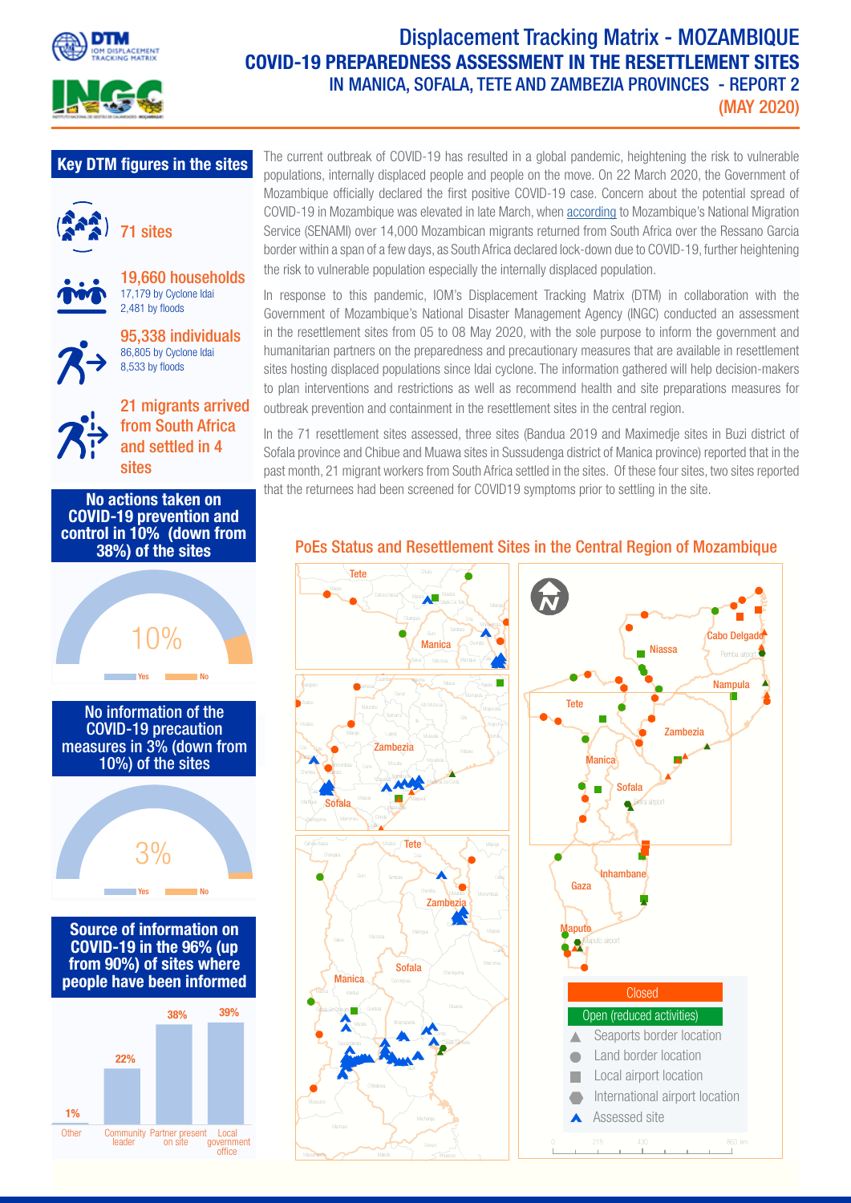# Displacement Tracking Matrix - MOZAMBIQUE

## COVID-19 PREPAREDNESS ASSESSMENT IN THE RESETTLEMENT SITES IN MANICA, SOFALA, TETE AND ZAMBEZIA PROVINCES - REPORT 2 (MAY 2020)

### Key DTM figures in the sites

**71 sites**

**19,660 households**
17,179 by Cyclone Idai
2,481 by floods

**95,338 individuals**
86,805 by Cyclone Idai
8,533 by floods

**21 migrants arrived from South Africa and settled in 4 sites**

### No actions taken on COVID-19 prevention and control in 10% (down from 38%) of the sites

10%

Yes | No

### No information of the COVID-19 precaution measures in 3% (down from 10%) of the sites

3%

Yes | No

### Source of information on COVID-19 in the 96% (up from 90%) of sites where people have been informed

| Other | Community leader | Partner present on site | Local government office |
|---|---|---|---|
| 1% | 22% | 38% | 39% |

The current outbreak of COVID-19 has resulted in a global pandemic, heightening the risk to vulnerable populations, internally displaced people and people on the move. On 22 March 2020, the Government of Mozambique officially declared the first positive COVID-19 case. Concern about the potential spread of COVID-19 in Mozambique was elevated in late March, when according to Mozambique's National Migration Service (SENAMI) over 14,000 Mozambican migrants returned from South Africa over the Ressano Garcia border within a span of a few days, as South Africa declared lock-down due to COVID-19, further heightening the risk to vulnerable population especially the internally displaced population.

In response to this pandemic, IOM's Displacement Tracking Matrix (DTM) in collaboration with the Government of Mozambique's National Disaster Management Agency (INGC) conducted an assessment in the resettlement sites from 05 to 08 May 2020, with the sole purpose to inform the government and humanitarian partners on the preparedness and precautionary measures that are available in resettlement sites hosting displaced populations since Idai cyclone. The information gathered will help decision-makers to plan interventions and restrictions as well as recommend health and site preparations measures for outbreak prevention and containment in the resettlement sites in the central region.

In the 71 resettlement sites assessed, three sites (Bandua 2019 and Maximedje sites in Buzi district of Sofala province and Chibue and Muawa sites in Sussundenga district of Manica province) reported that in the past month, 21 migrant workers from South Africa settled in the sites. Of these four sites, two sites reported that the returnees had been screened for COVID19 symptoms prior to settling in the site.

### PoEs Status and Resettlement Sites in the Central Region of Mozambique

Legend:
- Closed
- Open (reduced activities)
- Seaports border location
- Land border location
- Local airport location
- International airport location
- Assessed site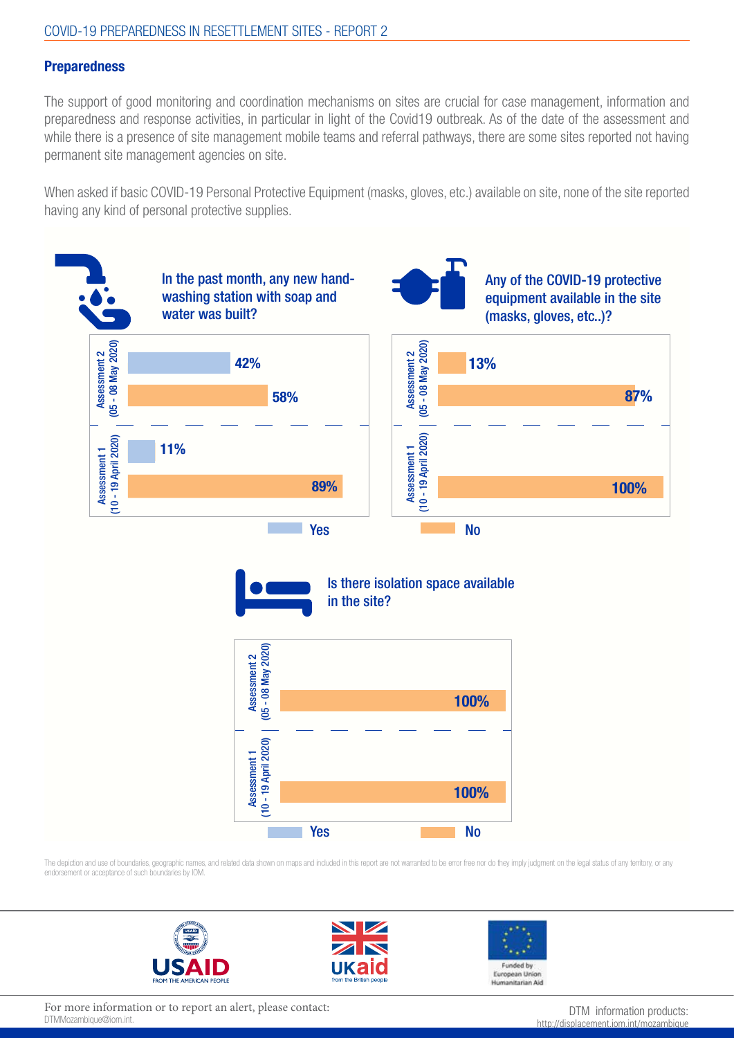## Preparedness

The support of good monitoring and coordination mechanisms on sites are crucial for case management, information and preparedness and response activities, in particular in light of the Covid19 outbreak. As of the date of the assessment and while there is a presence of site management mobile teams and referral pathways, there are some sites reported not having permanent site management agencies on site.

When asked if basic COVID-19 Personal Protective Equipment (masks, gloves, etc.) available on site, none of the site reported having any kind of personal protective supplies.

**In the past month, any new hand-washing station with soap and water was built?**

| | Yes | No |
|---|---|---|
| Assessment 2 (05 - 08 May 2020) | 42% | 58% |
| Assessment 1 (10 - 19 April 2020) | 11% | 89% |

**Any of the COVID-19 protective equipment available in the site (masks, gloves, etc..)?**

| | Yes | No |
|---|---|---|
| Assessment 2 (05 - 08 May 2020) | 13% | 87% |
| Assessment 1 (10 - 19 April 2020) | | 100% |

**Is there isolation space available in the site?**

| | Yes | No |
|---|---|---|
| Assessment 2 (05 - 08 May 2020) | | 100% |
| Assessment 1 (10 - 19 April 2020) | | 100% |

The depiction and use of boundaries, geographic names, and related data shown on maps and included in this report are not warranted to be error free nor do they imply judgment on the legal status of any territory, or any endorsement or acceptance of such boundaries by IOM.

USAID FROM THE AMERICAN PEOPLE | UKaid from the British people | Funded by European Union Humanitarian Aid

For more information or to report an alert, please contact: DTMMozambique@iom.int.

DTM information products: http://displacement.iom.int/mozambique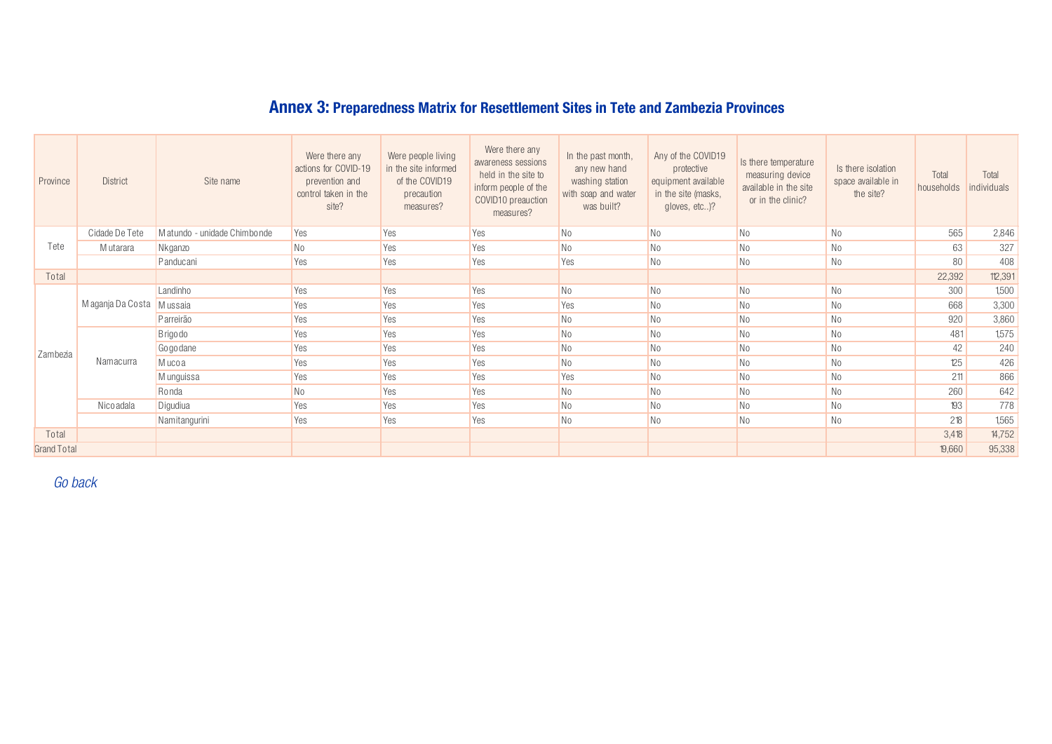# Annex 3: Preparedness Matrix for Resettlement Sites in Tete and Zambezia Provinces

| Province | District | Site name | Were there any actions for COVID-19 prevention and control taken in the site? | Were people living in the site informed of the COVID19 precaution measures? | Were there any awareness sessions held in the site to inform people of the COVID10 preauction measures? | In the past month, any new hand washing station with soap and water was built? | Any of the COVID19 protective equipment available in the site (masks, gloves, etc..)? | Is there temperature measuring device available in the site or in the clinic? | Is there isolation space available in the site? | Total households | Total individuals |
|---|---|---|---|---|---|---|---|---|---|---|---|
| Tete | Cidade De Tete | Matundo - unidade Chimbonde | Yes | Yes | Yes | No | No | No | No | 565 | 2,846 |
| | Mutarara | Nkganzo | No | Yes | Yes | No | No | No | No | 63 | 327 |
| | | Panducani | Yes | Yes | Yes | Yes | No | No | No | 80 | 408 |
| Total | | | | | | | | | | 22,392 | 112,391 |
| Zambezia | Maganja Da Costa | Landinho | Yes | Yes | Yes | No | No | No | No | 300 | 1,500 |
| | | Mussaia | Yes | Yes | Yes | Yes | No | No | No | 668 | 3,300 |
| | | Parreirão | Yes | Yes | Yes | No | No | No | No | 920 | 3,860 |
| | Namacurra | Brigodo | Yes | Yes | Yes | No | No | No | No | 481 | 1,575 |
| | | Gogodane | Yes | Yes | Yes | No | No | No | No | 42 | 240 |
| | | Mucoa | Yes | Yes | Yes | No | No | No | No | 125 | 426 |
| | | Munguissa | Yes | Yes | Yes | Yes | No | No | No | 211 | 866 |
| | | Ronda | No | Yes | Yes | No | No | No | No | 260 | 642 |
| | Nicoadala | Digudiua | Yes | Yes | Yes | No | No | No | No | 193 | 778 |
| | | Namitangurini | Yes | Yes | Yes | No | No | No | No | 218 | 1,565 |
| Total | | | | | | | | | | 3,418 | 14,752 |
| Grand Total | | | | | | | | | | 19,660 | 95,338 |

*Go back*